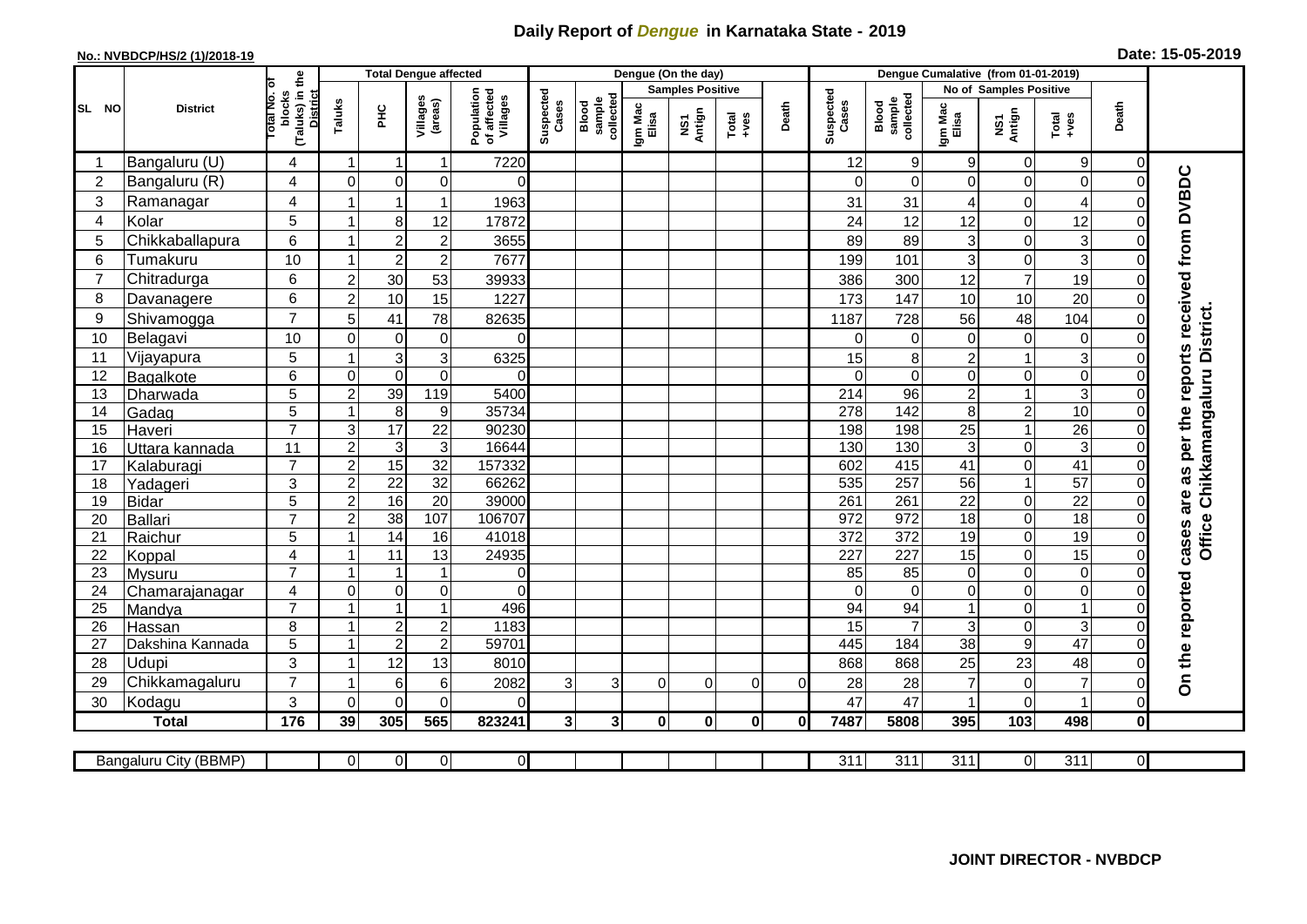# Daily Report of *Dengue* in Karnataka State - 2019

**No.: NVBDCP/HS/2 (1)/2018-19**

**Date: 15-05-2019**

| SL NO | District | Total No. of blocks (Taluks) in the District | Total Dengue affected | | | | Dengue (On the day) | | | | | | | Dengue Cumalative (from 01-01-2019) | | | | | | | |
|---|---|---|---|---|---|---|---|---|---|---|---|---|---|---|---|---|---|---|---|---|
| | | | Taluks | PHC | Villages (areas) | Population of affected Villages | Suspected Cases | Blood sample collected | Samples Positive | | | Death | Suspected Cases | Blood sample collected | No of Samples Positive | | | Death | |
| | | | | | | | | | Igm Mac Elisa | NS1 Antign | Total +ves | | | | Igm Mac Elisa | NS1 Antign | Total +ves | | |
| 1 | Bangaluru (U) | 4 | 1 | 1 | 1 | 7220 | | | | | | | 12 | 9 | 9 | 0 | 9 | 0 | On the reported cases are as per the reports received from DVBDC Office Chikkamangaluru District. |
| 2 | Bangaluru (R) | 4 | 0 | 0 | 0 | 0 | | | | | | | 0 | 0 | 0 | 0 | 0 | 0 | |
| 3 | Ramanagar | 4 | 1 | 1 | 1 | 1963 | | | | | | | 31 | 31 | 4 | 0 | 4 | 0 | |
| 4 | Kolar | 5 | 1 | 8 | 12 | 17872 | | | | | | | 24 | 12 | 12 | 0 | 12 | 0 | |
| 5 | Chikkaballapura | 6 | 1 | 2 | 2 | 3655 | | | | | | | 89 | 89 | 3 | 0 | 3 | 0 | |
| 6 | Tumakuru | 10 | 1 | 2 | 2 | 7677 | | | | | | | 199 | 101 | 3 | 0 | 3 | 0 | |
| 7 | Chitradurga | 6 | 2 | 30 | 53 | 39933 | | | | | | | 386 | 300 | 12 | 7 | 19 | 0 | |
| 8 | Davanagere | 6 | 2 | 10 | 15 | 1227 | | | | | | | 173 | 147 | 10 | 10 | 20 | 0 | |
| 9 | Shivamogga | 7 | 5 | 41 | 78 | 82635 | | | | | | | 1187 | 728 | 56 | 48 | 104 | 0 | |
| 10 | Belagavi | 10 | 0 | 0 | 0 | 0 | | | | | | | 0 | 0 | 0 | 0 | 0 | 0 | |
| 11 | Vijayapura | 5 | 1 | 3 | 3 | 6325 | | | | | | | 15 | 8 | 2 | 1 | 3 | 0 | |
| 12 | Bagalkote | 6 | 0 | 0 | 0 | 0 | | | | | | | 0 | 0 | 0 | 0 | 0 | 0 | |
| 13 | Dharwada | 5 | 2 | 39 | 119 | 5400 | | | | | | | 214 | 96 | 2 | 1 | 3 | 0 | |
| 14 | Gadag | 5 | 1 | 8 | 9 | 35734 | | | | | | | 278 | 142 | 8 | 2 | 10 | 0 | |
| 15 | Haveri | 7 | 3 | 17 | 22 | 90230 | | | | | | | 198 | 198 | 25 | 1 | 26 | 0 | |
| 16 | Uttara kannada | 11 | 2 | 3 | 3 | 16644 | | | | | | | 130 | 130 | 3 | 0 | 3 | 0 | |
| 17 | Kalaburagi | 7 | 2 | 15 | 32 | 157332 | | | | | | | 602 | 415 | 41 | 0 | 41 | 0 | |
| 18 | Yadageri | 3 | 2 | 22 | 32 | 66262 | | | | | | | 535 | 257 | 56 | 1 | 57 | 0 | |
| 19 | Bidar | 5 | 2 | 16 | 20 | 39000 | | | | | | | 261 | 261 | 22 | 0 | 22 | 0 | |
| 20 | Ballari | 7 | 2 | 38 | 107 | 106707 | | | | | | | 972 | 972 | 18 | 0 | 18 | 0 | |
| 21 | Raichur | 5 | 1 | 14 | 16 | 41018 | | | | | | | 372 | 372 | 19 | 0 | 19 | 0 | |
| 22 | Koppal | 4 | 1 | 11 | 13 | 24935 | | | | | | | 227 | 227 | 15 | 0 | 15 | 0 | |
| 23 | Mysuru | 7 | 1 | 1 | 1 | 0 | | | | | | | 85 | 85 | 0 | 0 | 0 | 0 | |
| 24 | Chamarajanagar | 4 | 0 | 0 | 0 | 0 | | | | | | | 0 | 0 | 0 | 0 | 0 | 0 | |
| 25 | Mandya | 7 | 1 | 1 | 1 | 496 | | | | | | | 94 | 94 | 1 | 0 | 1 | 0 | |
| 26 | Hassan | 8 | 1 | 2 | 2 | 1183 | | | | | | | 15 | 7 | 3 | 0 | 3 | 0 | |
| 27 | Dakshina Kannada | 5 | 1 | 2 | 2 | 59701 | | | | | | | 445 | 184 | 38 | 9 | 47 | 0 | |
| 28 | Udupi | 3 | 1 | 12 | 13 | 8010 | | | | | | | 868 | 868 | 25 | 23 | 48 | 0 | |
| 29 | Chikkamagaluru | 7 | 1 | 6 | 6 | 2082 | 3 | 3 | 0 | 0 | 0 | 0 | 28 | 28 | 7 | 0 | 7 | 0 | |
| 30 | Kodagu | 3 | 0 | 0 | 0 | 0 | | | | | | | 47 | 47 | 1 | 0 | 1 | 0 | |
| | **Total** | **176** | **39** | **305** | **565** | **823241** | **3** | **3** | **0** | **0** | **0** | **0** | **7487** | **5808** | **395** | **103** | **498** | **0** | |

| Bangaluru City (BBMP) | | 0 | 0 | 0 | 0 | | | | | | | 311 | 311 | 311 | 0 | 311 | 0 |
|---|---|---|---|---|---|---|---|---|---|---|---|---|---|---|---|---|---|

**JOINT DIRECTOR - NVBDCP**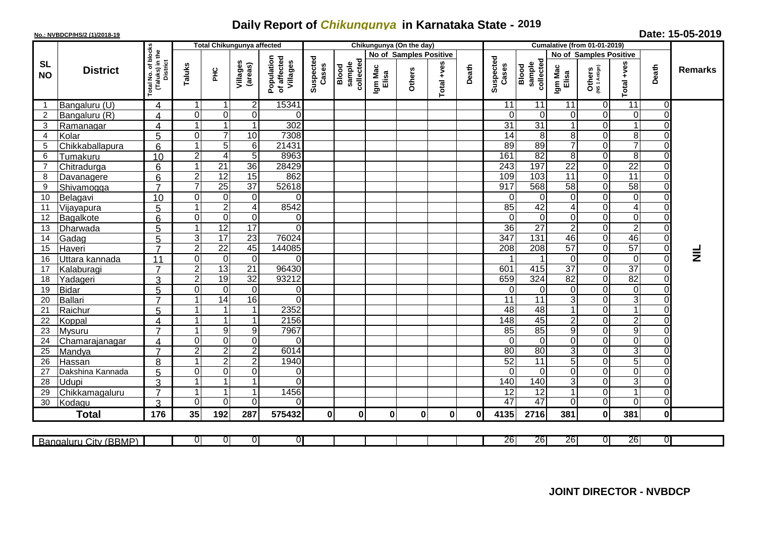# Daily Report of *Chikungunya* in Karnataka State - 2019

**No.: NVBDCP/HS/2 (1)/2018-19**

**Date: 15-05-2019**

| SL NO | District | Total No. of blocks (Taluks) in the District | Total Chikungunya affected | | | | Chikungunya (On the day) | | | | | | | Cumalative (from 01-01-2019) | | | | | | | Remarks |
|---|---|---|---|---|---|---|---|---|---|---|---|---|---|---|---|---|---|---|---|---|---|
| | | | | | | | | | No of Samples Positive | | | | | | | No of Samples Positive | | | | | |
| | | | Taluks | PHC | Villages (areas) | Population of affected Villages | Suspected Cases | Blood sample collected | Igm Mac Elisa | Others | Total +ves | Death | Suspected Cases | Blood sample collected | Igm Mac Elisa | Others (NS 1 Antign) | Total +ves | Death | |
| 1 | Bangaluru (U) | 4 | 1 | 1 | 2 | 15341 | | | | | | | 11 | 11 | 11 | 0 | 11 | 0 | NIL |
| 2 | Bangaluru (R) | 4 | 0 | 0 | 0 | 0 | | | | | | | 0 | 0 | 0 | 0 | 0 | 0 | |
| 3 | Ramanagar | 4 | 1 | 1 | 1 | 302 | | | | | | | 31 | 31 | 1 | 0 | 1 | 0 | |
| 4 | Kolar | 5 | 0 | 7 | 10 | 7308 | | | | | | | 14 | 8 | 8 | 0 | 8 | 0 | |
| 5 | Chikkaballapura | 6 | 1 | 5 | 6 | 21431 | | | | | | | 89 | 89 | 7 | 0 | 7 | 0 | |
| 6 | Tumakuru | 10 | 2 | 4 | 5 | 8963 | | | | | | | 161 | 82 | 8 | 0 | 8 | 0 | |
| 7 | Chitradurga | 6 | 1 | 21 | 36 | 28429 | | | | | | | 243 | 197 | 22 | 0 | 22 | 0 | |
| 8 | Davanagere | 6 | 2 | 12 | 15 | 862 | | | | | | | 109 | 103 | 11 | 0 | 11 | 0 | |
| 9 | Shivamogga | 7 | 7 | 25 | 37 | 52618 | | | | | | | 917 | 568 | 58 | 0 | 58 | 0 | |
| 10 | Belagavi | 10 | 0 | 0 | 0 | 0 | | | | | | | 0 | 0 | 0 | 0 | 0 | 0 | |
| 11 | Vijayapura | 5 | 1 | 2 | 4 | 8542 | | | | | | | 85 | 42 | 4 | 0 | 4 | 0 | |
| 12 | Bagalkote | 6 | 0 | 0 | 0 | 0 | | | | | | | 0 | 0 | 0 | 0 | 0 | 0 | |
| 13 | Dharwada | 5 | 1 | 12 | 17 | 0 | | | | | | | 36 | 27 | 2 | 0 | 2 | 0 | |
| 14 | Gadag | 5 | 3 | 17 | 23 | 76024 | | | | | | | 347 | 131 | 46 | 0 | 46 | 0 | |
| 15 | Haveri | 7 | 2 | 22 | 45 | 144085 | | | | | | | 208 | 208 | 57 | 0 | 57 | 0 | |
| 16 | Uttara kannada | 11 | 0 | 0 | 0 | 0 | | | | | | | 1 | 1 | 0 | 0 | 0 | 0 | |
| 17 | Kalaburagi | 7 | 2 | 13 | 21 | 96430 | | | | | | | 601 | 415 | 37 | 0 | 37 | 0 | |
| 18 | Yadageri | 3 | 2 | 19 | 32 | 93212 | | | | | | | 659 | 324 | 82 | 0 | 82 | 0 | |
| 19 | Bidar | 5 | 0 | 0 | 0 | 0 | | | | | | | 0 | 0 | 0 | 0 | 0 | 0 | |
| 20 | Ballari | 7 | 1 | 14 | 16 | 0 | | | | | | | 11 | 11 | 3 | 0 | 3 | 0 | |
| 21 | Raichur | 5 | 1 | 1 | 1 | 2352 | | | | | | | 48 | 48 | 1 | 0 | 1 | 0 | |
| 22 | Koppal | 4 | 1 | 1 | 1 | 2156 | | | | | | | 148 | 45 | 2 | 0 | 2 | 0 | |
| 23 | Mysuru | 7 | 1 | 9 | 9 | 7967 | | | | | | | 85 | 85 | 9 | 0 | 9 | 0 | |
| 24 | Chamarajanagar | 4 | 0 | 0 | 0 | 0 | | | | | | | 0 | 0 | 0 | 0 | 0 | 0 | |
| 25 | Mandya | 7 | 2 | 2 | 2 | 6014 | | | | | | | 80 | 80 | 3 | 0 | 3 | 0 | |
| 26 | Hassan | 8 | 1 | 2 | 2 | 1940 | | | | | | | 52 | 11 | 5 | 0 | 5 | 0 | |
| 27 | Dakshina Kannada | 5 | 0 | 0 | 0 | 0 | | | | | | | 0 | 0 | 0 | 0 | 0 | 0 | |
| 28 | Udupi | 3 | 1 | 1 | 1 | 0 | | | | | | | 140 | 140 | 3 | 0 | 3 | 0 | |
| 29 | Chikkamagaluru | 7 | 1 | 1 | 1 | 1456 | | | | | | | 12 | 12 | 1 | 0 | 1 | 0 | |
| 30 | Kodagu | 3 | 0 | 0 | 0 | 0 | | | | | | | 47 | 47 | 0 | 0 | 0 | 0 | |
| **Total** | | **176** | **35** | **192** | **287** | **575432** | **0** | **0** | **0** | **0** | **0** | **0** | **4135** | **2716** | **381** | **0** | **381** | **0** | |

| | | | | | | | | | | | | | | | | | | |
|---|---|---|---|---|---|---|---|---|---|---|---|---|---|---|---|---|---|---|
| Bangaluru City (BBMP) | | 0 | 0 | 0 | 0 | | | | | | | 26 | 26 | 26 | 0 | 26 | 0 | |

**JOINT DIRECTOR - NVBDCP**